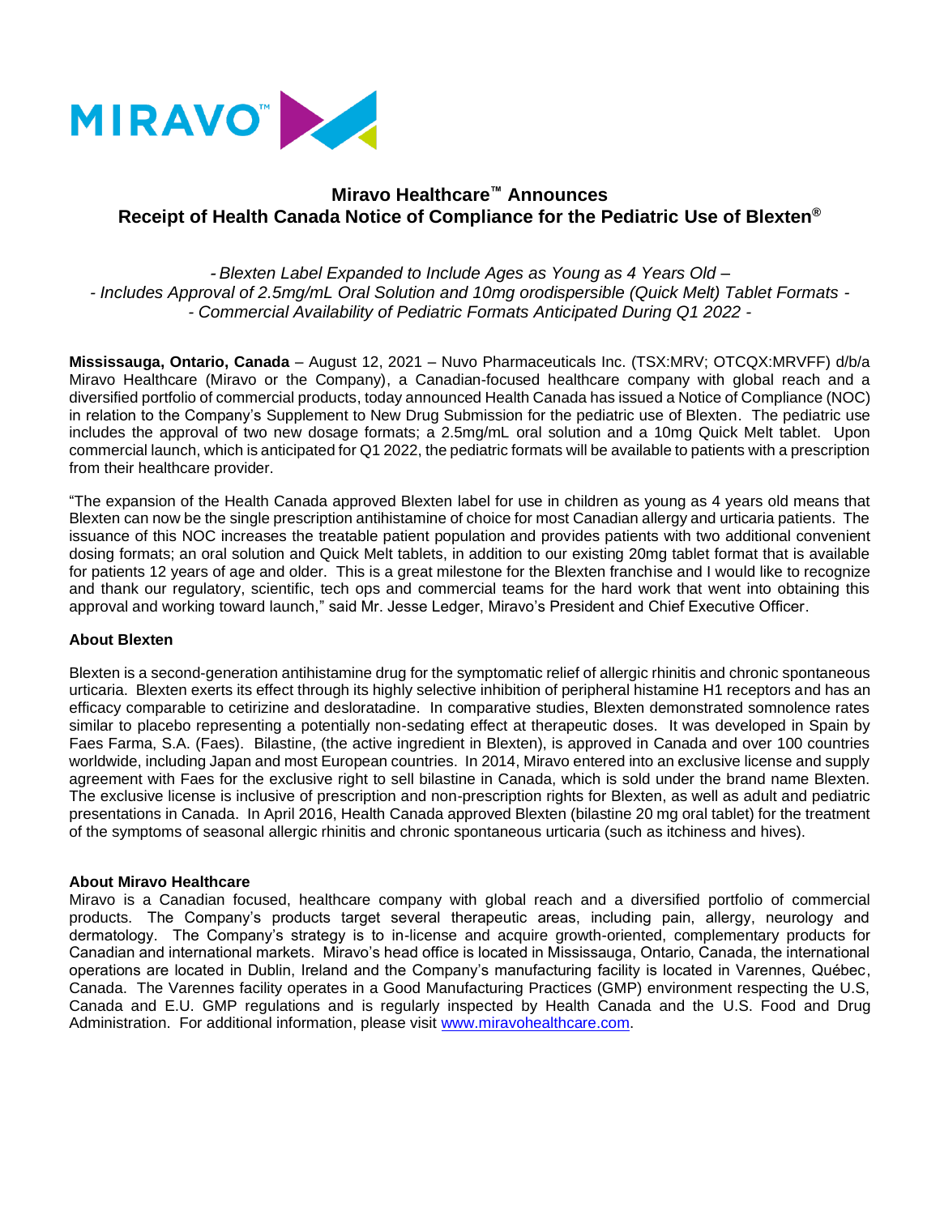MIRAVO™

# Miravo Healthcare™ Announces Receipt of Health Canada Notice of Compliance for the Pediatric Use of Blexten®

*- Blexten Label Expanded to Include Ages as Young as 4 Years Old –*
*- Includes Approval of 2.5mg/mL Oral Solution and 10mg orodispersible (Quick Melt) Tablet Formats -*
*- Commercial Availability of Pediatric Formats Anticipated During Q1 2022 -*

**Mississauga, Ontario, Canada** – August 12, 2021 – Nuvo Pharmaceuticals Inc. (TSX:MRV; OTCQX:MRVFF) d/b/a Miravo Healthcare (Miravo or the Company), a Canadian-focused healthcare company with global reach and a diversified portfolio of commercial products, today announced Health Canada has issued a Notice of Compliance (NOC) in relation to the Company's Supplement to New Drug Submission for the pediatric use of Blexten. The pediatric use includes the approval of two new dosage formats; a 2.5mg/mL oral solution and a 10mg Quick Melt tablet. Upon commercial launch, which is anticipated for Q1 2022, the pediatric formats will be available to patients with a prescription from their healthcare provider.

"The expansion of the Health Canada approved Blexten label for use in children as young as 4 years old means that Blexten can now be the single prescription antihistamine of choice for most Canadian allergy and urticaria patients. The issuance of this NOC increases the treatable patient population and provides patients with two additional convenient dosing formats; an oral solution and Quick Melt tablets, in addition to our existing 20mg tablet format that is available for patients 12 years of age and older. This is a great milestone for the Blexten franchise and I would like to recognize and thank our regulatory, scientific, tech ops and commercial teams for the hard work that went into obtaining this approval and working toward launch," said Mr. Jesse Ledger, Miravo's President and Chief Executive Officer.

### About Blexten

Blexten is a second-generation antihistamine drug for the symptomatic relief of allergic rhinitis and chronic spontaneous urticaria. Blexten exerts its effect through its highly selective inhibition of peripheral histamine H1 receptors and has an efficacy comparable to cetirizine and desloratadine. In comparative studies, Blexten demonstrated somnolence rates similar to placebo representing a potentially non-sedating effect at therapeutic doses. It was developed in Spain by Faes Farma, S.A. (Faes). Bilastine, (the active ingredient in Blexten), is approved in Canada and over 100 countries worldwide, including Japan and most European countries. In 2014, Miravo entered into an exclusive license and supply agreement with Faes for the exclusive right to sell bilastine in Canada, which is sold under the brand name Blexten. The exclusive license is inclusive of prescription and non-prescription rights for Blexten, as well as adult and pediatric presentations in Canada. In April 2016, Health Canada approved Blexten (bilastine 20 mg oral tablet) for the treatment of the symptoms of seasonal allergic rhinitis and chronic spontaneous urticaria (such as itchiness and hives).

### About Miravo Healthcare

Miravo is a Canadian focused, healthcare company with global reach and a diversified portfolio of commercial products. The Company's products target several therapeutic areas, including pain, allergy, neurology and dermatology. The Company's strategy is to in-license and acquire growth-oriented, complementary products for Canadian and international markets. Miravo's head office is located in Mississauga, Ontario, Canada, the international operations are located in Dublin, Ireland and the Company's manufacturing facility is located in Varennes, Québec, Canada. The Varennes facility operates in a Good Manufacturing Practices (GMP) environment respecting the U.S, Canada and E.U. GMP regulations and is regularly inspected by Health Canada and the U.S. Food and Drug Administration. For additional information, please visit www.miravohealthcare.com.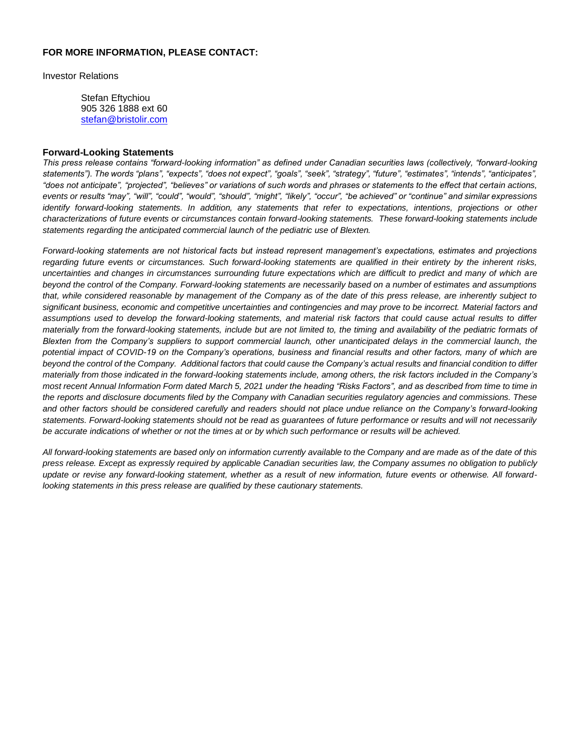**FOR MORE INFORMATION, PLEASE CONTACT:**

Investor Relations

Stefan Eftychiou
905 326 1888 ext 60
stefan@bristolir.com

### Forward-Looking Statements

*This press release contains "forward-looking information" as defined under Canadian securities laws (collectively, "forward-looking statements"). The words "plans", "expects", "does not expect", "goals", "seek", "strategy", "future", "estimates", "intends", "anticipates", "does not anticipate", "projected", "believes" or variations of such words and phrases or statements to the effect that certain actions, events or results "may", "will", "could", "would", "should", "might", "likely", "occur", "be achieved" or "continue" and similar expressions identify forward-looking statements. In addition, any statements that refer to expectations, intentions, projections or other characterizations of future events or circumstances contain forward-looking statements. These forward-looking statements include statements regarding the anticipated commercial launch of the pediatric use of Blexten.*

*Forward-looking statements are not historical facts but instead represent management's expectations, estimates and projections regarding future events or circumstances. Such forward-looking statements are qualified in their entirety by the inherent risks, uncertainties and changes in circumstances surrounding future expectations which are difficult to predict and many of which are beyond the control of the Company. Forward-looking statements are necessarily based on a number of estimates and assumptions that, while considered reasonable by management of the Company as of the date of this press release, are inherently subject to significant business, economic and competitive uncertainties and contingencies and may prove to be incorrect. Material factors and assumptions used to develop the forward-looking statements, and material risk factors that could cause actual results to differ materially from the forward-looking statements, include but are not limited to, the timing and availability of the pediatric formats of Blexten from the Company's suppliers to support commercial launch, other unanticipated delays in the commercial launch, the potential impact of COVID-19 on the Company's operations, business and financial results and other factors, many of which are beyond the control of the Company. Additional factors that could cause the Company's actual results and financial condition to differ materially from those indicated in the forward-looking statements include, among others, the risk factors included in the Company's most recent Annual Information Form dated March 5, 2021 under the heading "Risks Factors", and as described from time to time in the reports and disclosure documents filed by the Company with Canadian securities regulatory agencies and commissions. These and other factors should be considered carefully and readers should not place undue reliance on the Company's forward-looking statements. Forward-looking statements should not be read as guarantees of future performance or results and will not necessarily be accurate indications of whether or not the times at or by which such performance or results will be achieved.*

*All forward-looking statements are based only on information currently available to the Company and are made as of the date of this press release. Except as expressly required by applicable Canadian securities law, the Company assumes no obligation to publicly update or revise any forward-looking statement, whether as a result of new information, future events or otherwise. All forward-looking statements in this press release are qualified by these cautionary statements.*